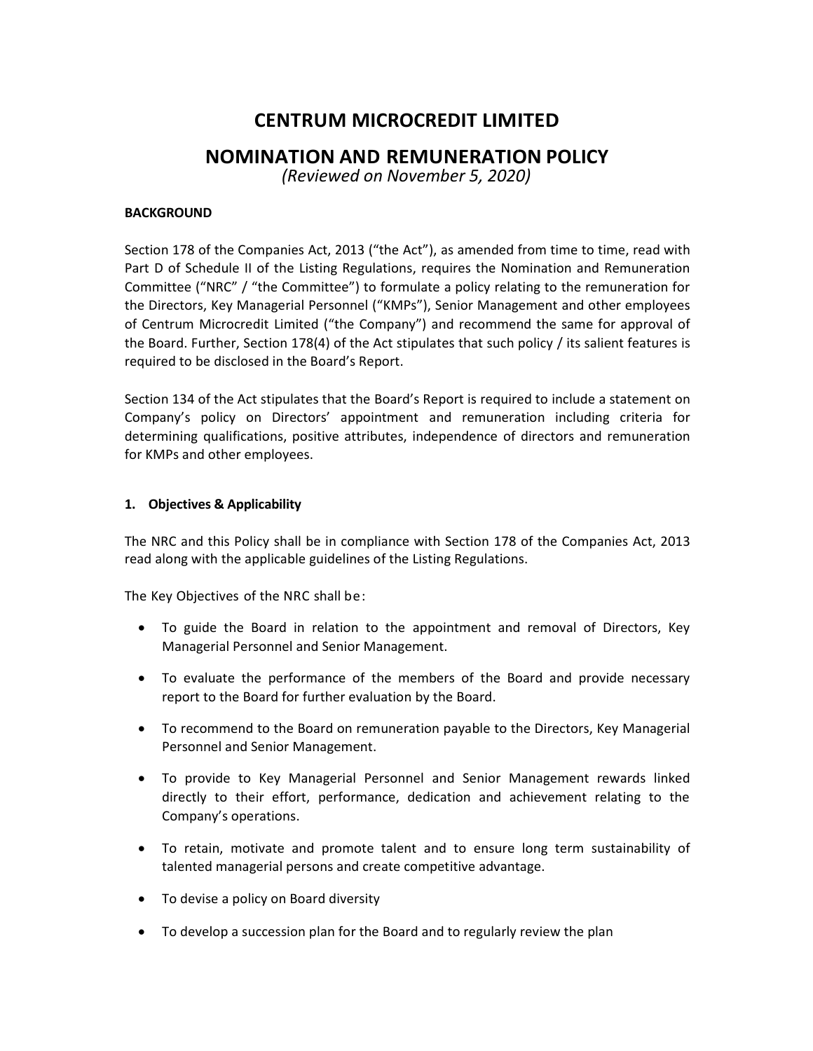# CENTRUM MICROCREDIT LIMITED

# NOMINATION AND REMUNERATION POLICY

*(Reviewed on November 5, 2020)*

**BACKGROUND**

Section 178 of the Companies Act, 2013 ("the Act"), as amended from time to time, read with Part D of Schedule II of the Listing Regulations, requires the Nomination and Remuneration Committee ("NRC" / "the Committee") to formulate a policy relating to the remuneration for the Directors, Key Managerial Personnel ("KMPs"), Senior Management and other employees of Centrum Microcredit Limited ("the Company") and recommend the same for approval of the Board. Further, Section 178(4) of the Act stipulates that such policy / its salient features is required to be disclosed in the Board's Report.

Section 134 of the Act stipulates that the Board's Report is required to include a statement on Company's policy on Directors' appointment and remuneration including criteria for determining qualifications, positive attributes, independence of directors and remuneration for KMPs and other employees.

**1. Objectives & Applicability**

The NRC and this Policy shall be in compliance with Section 178 of the Companies Act, 2013 read along with the applicable guidelines of the Listing Regulations.

The Key Objectives of the NRC shall be:

- To guide the Board in relation to the appointment and removal of Directors, Key Managerial Personnel and Senior Management.
- To evaluate the performance of the members of the Board and provide necessary report to the Board for further evaluation by the Board.
- To recommend to the Board on remuneration payable to the Directors, Key Managerial Personnel and Senior Management.
- To provide to Key Managerial Personnel and Senior Management rewards linked directly to their effort, performance, dedication and achievement relating to the Company's operations.
- To retain, motivate and promote talent and to ensure long term sustainability of talented managerial persons and create competitive advantage.
- To devise a policy on Board diversity
- To develop a succession plan for the Board and to regularly review the plan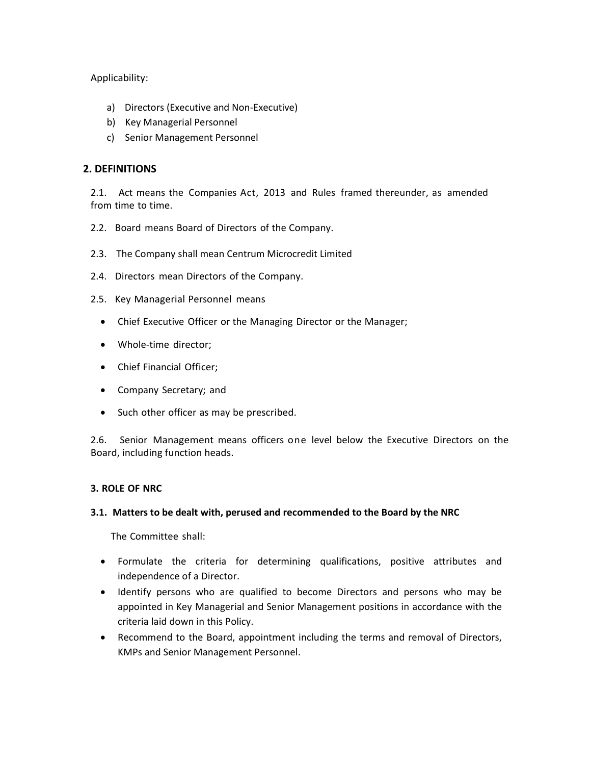Applicability:

a) Directors (Executive and Non-Executive)
b) Key Managerial Personnel
c) Senior Management Personnel

## 2. DEFINITIONS

2.1. Act means the Companies Act, 2013 and Rules framed thereunder, as amended from time to time.

2.2. Board means Board of Directors of the Company.

2.3. The Company shall mean Centrum Microcredit Limited

2.4. Directors mean Directors of the Company.

2.5. Key Managerial Personnel means

- Chief Executive Officer or the Managing Director or the Manager;
- Whole-time director;
- Chief Financial Officer;
- Company Secretary; and
- Such other officer as may be prescribed.

2.6. Senior Management means officers one level below the Executive Directors on the Board, including function heads.

## 3. ROLE OF NRC

### 3.1. Matters to be dealt with, perused and recommended to the Board by the NRC

The Committee shall:

- Formulate the criteria for determining qualifications, positive attributes and independence of a Director.
- Identify persons who are qualified to become Directors and persons who may be appointed in Key Managerial and Senior Management positions in accordance with the criteria laid down in this Policy.
- Recommend to the Board, appointment including the terms and removal of Directors, KMPs and Senior Management Personnel.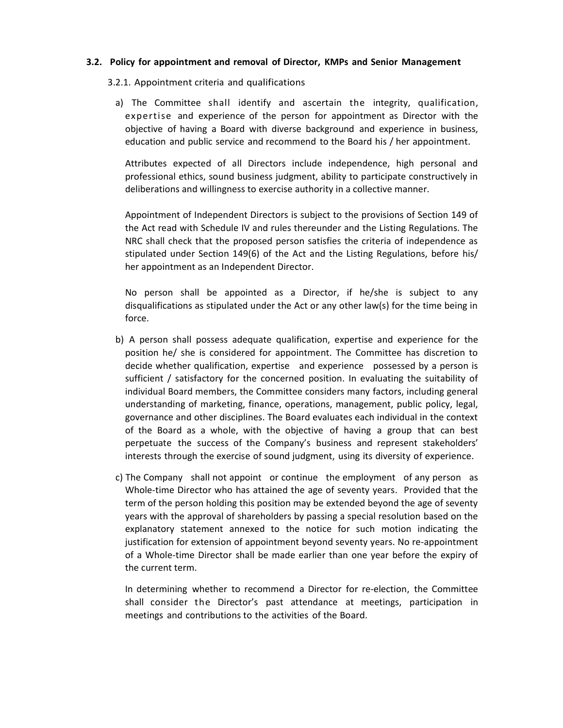### 3.2. Policy for appointment and removal of Director, KMPs and Senior Management

#### 3.2.1. Appointment criteria and qualifications

a) The Committee shall identify and ascertain the integrity, qualification, expertise and experience of the person for appointment as Director with the objective of having a Board with diverse background and experience in business, education and public service and recommend to the Board his / her appointment.

Attributes expected of all Directors include independence, high personal and professional ethics, sound business judgment, ability to participate constructively in deliberations and willingness to exercise authority in a collective manner.

Appointment of Independent Directors is subject to the provisions of Section 149 of the Act read with Schedule IV and rules thereunder and the Listing Regulations. The NRC shall check that the proposed person satisfies the criteria of independence as stipulated under Section 149(6) of the Act and the Listing Regulations, before his/ her appointment as an Independent Director.

No person shall be appointed as a Director, if he/she is subject to any disqualifications as stipulated under the Act or any other law(s) for the time being in force.

b) A person shall possess adequate qualification, expertise and experience for the position he/ she is considered for appointment. The Committee has discretion to decide whether qualification, expertise and experience possessed by a person is sufficient / satisfactory for the concerned position. In evaluating the suitability of individual Board members, the Committee considers many factors, including general understanding of marketing, finance, operations, management, public policy, legal, governance and other disciplines. The Board evaluates each individual in the context of the Board as a whole, with the objective of having a group that can best perpetuate the success of the Company's business and represent stakeholders' interests through the exercise of sound judgment, using its diversity of experience.

c) The Company shall not appoint or continue the employment of any person as Whole-time Director who has attained the age of seventy years. Provided that the term of the person holding this position may be extended beyond the age of seventy years with the approval of shareholders by passing a special resolution based on the explanatory statement annexed to the notice for such motion indicating the justification for extension of appointment beyond seventy years. No re-appointment of a Whole-time Director shall be made earlier than one year before the expiry of the current term.

In determining whether to recommend a Director for re-election, the Committee shall consider the Director's past attendance at meetings, participation in meetings and contributions to the activities of the Board.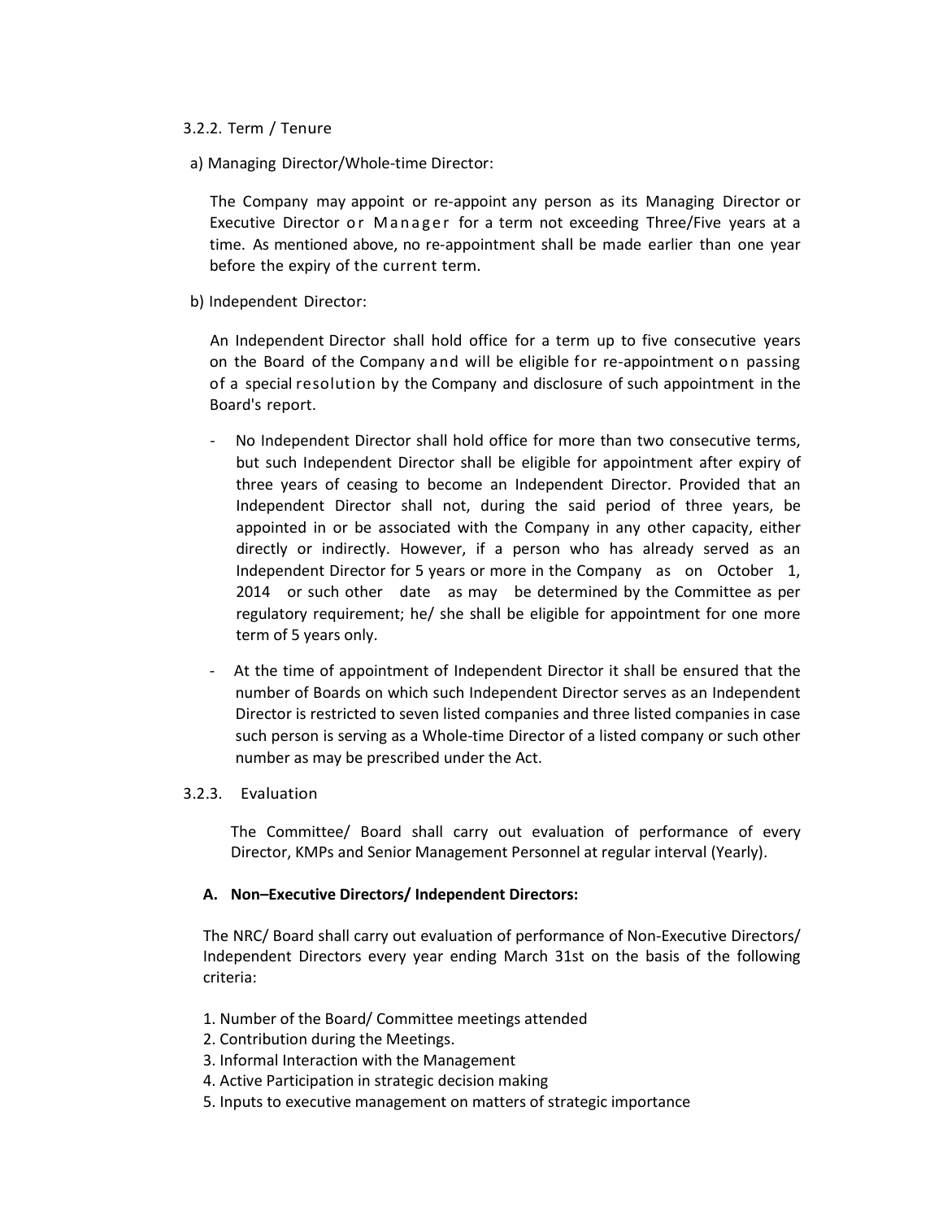3.2.2. Term / Tenure

a) Managing Director/Whole-time Director:

The Company may appoint or re-appoint any person as its Managing Director or Executive Director or Manager for a term not exceeding Three/Five years at a time. As mentioned above, no re-appointment shall be made earlier than one year before the expiry of the current term.

b) Independent Director:

An Independent Director shall hold office for a term up to five consecutive years on the Board of the Company and will be eligible for re-appointment on passing of a special resolution by the Company and disclosure of such appointment in the Board's report.

- No Independent Director shall hold office for more than two consecutive terms, but such Independent Director shall be eligible for appointment after expiry of three years of ceasing to become an Independent Director. Provided that an Independent Director shall not, during the said period of three years, be appointed in or be associated with the Company in any other capacity, either directly or indirectly. However, if a person who has already served as an Independent Director for 5 years or more in the Company as on October 1, 2014 or such other date as may be determined by the Committee as per regulatory requirement; he/ she shall be eligible for appointment for one more term of 5 years only.
- At the time of appointment of Independent Director it shall be ensured that the number of Boards on which such Independent Director serves as an Independent Director is restricted to seven listed companies and three listed companies in case such person is serving as a Whole-time Director of a listed company or such other number as may be prescribed under the Act.

3.2.3. Evaluation

The Committee/ Board shall carry out evaluation of performance of every Director, KMPs and Senior Management Personnel at regular interval (Yearly).

**A. Non–Executive Directors/ Independent Directors:**

The NRC/ Board shall carry out evaluation of performance of Non-Executive Directors/ Independent Directors every year ending March 31st on the basis of the following criteria:

1. Number of the Board/ Committee meetings attended
2. Contribution during the Meetings.
3. Informal Interaction with the Management
4. Active Participation in strategic decision making
5. Inputs to executive management on matters of strategic importance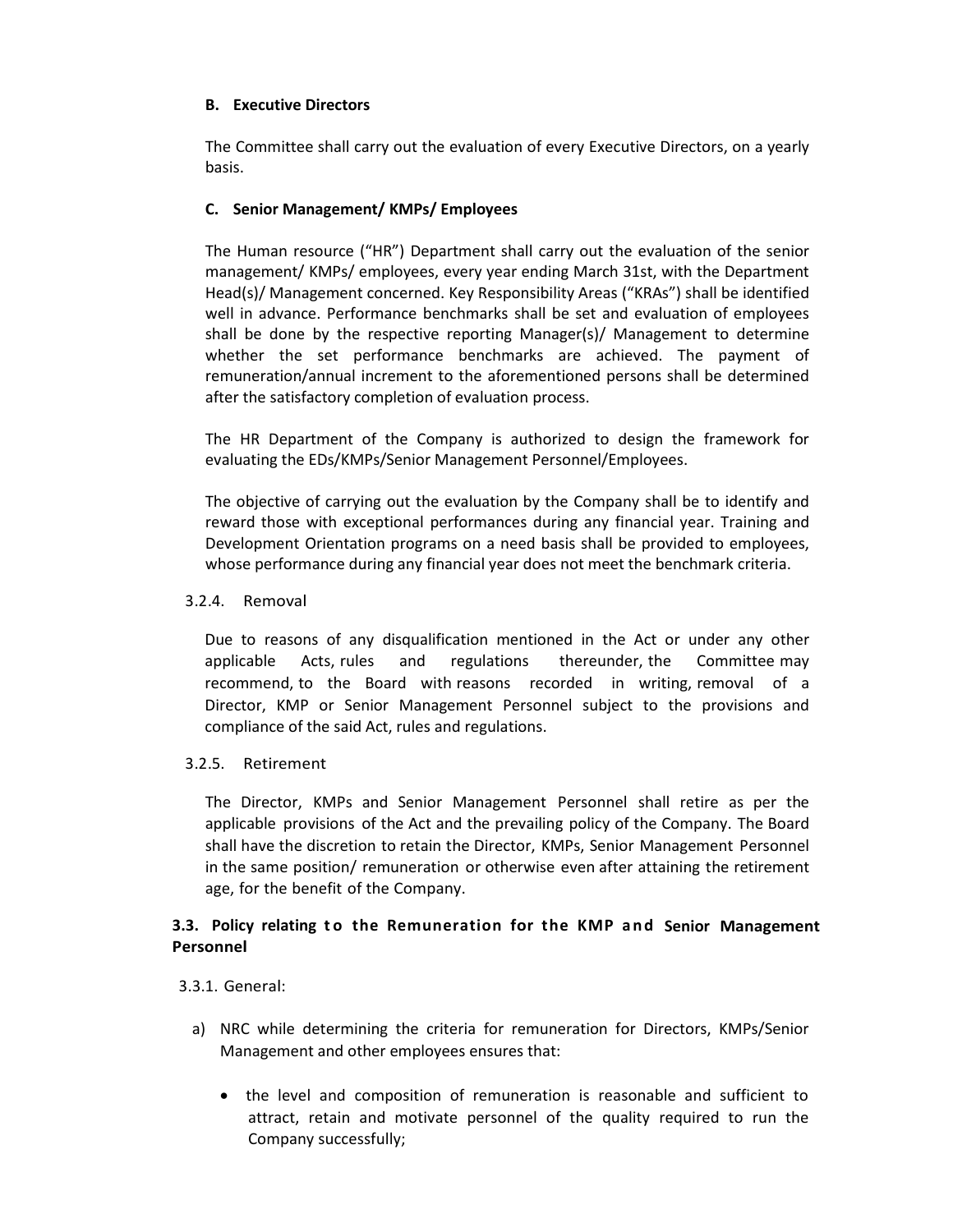**B. Executive Directors**

The Committee shall carry out the evaluation of every Executive Directors, on a yearly basis.

**C. Senior Management/ KMPs/ Employees**

The Human resource ("HR") Department shall carry out the evaluation of the senior management/ KMPs/ employees, every year ending March 31st, with the Department Head(s)/ Management concerned. Key Responsibility Areas ("KRAs") shall be identified well in advance. Performance benchmarks shall be set and evaluation of employees shall be done by the respective reporting Manager(s)/ Management to determine whether the set performance benchmarks are achieved. The payment of remuneration/annual increment to the aforementioned persons shall be determined after the satisfactory completion of evaluation process.

The HR Department of the Company is authorized to design the framework for evaluating the EDs/KMPs/Senior Management Personnel/Employees.

The objective of carrying out the evaluation by the Company shall be to identify and reward those with exceptional performances during any financial year. Training and Development Orientation programs on a need basis shall be provided to employees, whose performance during any financial year does not meet the benchmark criteria.

3.2.4. Removal

Due to reasons of any disqualification mentioned in the Act or under any other applicable Acts, rules and regulations thereunder, the Committee may recommend, to the Board with reasons recorded in writing, removal of a Director, KMP or Senior Management Personnel subject to the provisions and compliance of the said Act, rules and regulations.

3.2.5. Retirement

The Director, KMPs and Senior Management Personnel shall retire as per the applicable provisions of the Act and the prevailing policy of the Company. The Board shall have the discretion to retain the Director, KMPs, Senior Management Personnel in the same position/ remuneration or otherwise even after attaining the retirement age, for the benefit of the Company.

### 3.3. Policy relating to the Remuneration for the KMP and Senior Management Personnel

3.3.1. General:

a) NRC while determining the criteria for remuneration for Directors, KMPs/Senior Management and other employees ensures that:

- the level and composition of remuneration is reasonable and sufficient to attract, retain and motivate personnel of the quality required to run the Company successfully;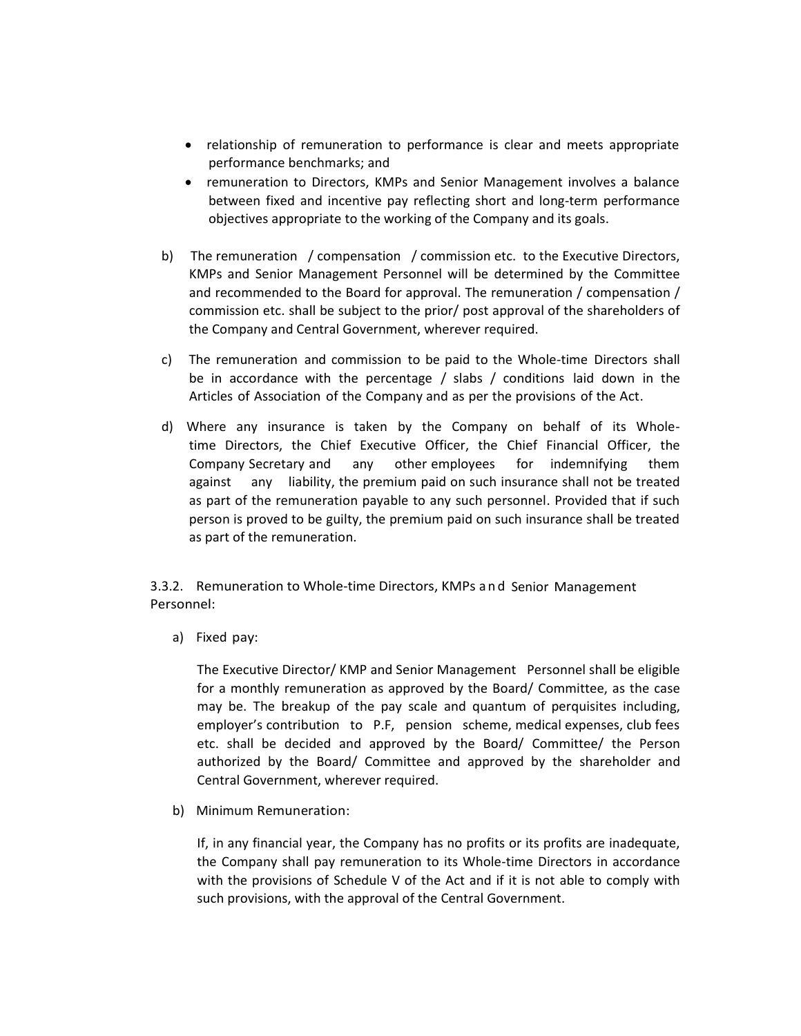- relationship of remuneration to performance is clear and meets appropriate performance benchmarks; and
- remuneration to Directors, KMPs and Senior Management involves a balance between fixed and incentive pay reflecting short and long-term performance objectives appropriate to the working of the Company and its goals.

b) The remuneration / compensation / commission etc. to the Executive Directors, KMPs and Senior Management Personnel will be determined by the Committee and recommended to the Board for approval. The remuneration / compensation / commission etc. shall be subject to the prior/ post approval of the shareholders of the Company and Central Government, wherever required.

c) The remuneration and commission to be paid to the Whole-time Directors shall be in accordance with the percentage / slabs / conditions laid down in the Articles of Association of the Company and as per the provisions of the Act.

d) Where any insurance is taken by the Company on behalf of its Whole-time Directors, the Chief Executive Officer, the Chief Financial Officer, the Company Secretary and any other employees for indemnifying them against any liability, the premium paid on such insurance shall not be treated as part of the remuneration payable to any such personnel. Provided that if such person is proved to be guilty, the premium paid on such insurance shall be treated as part of the remuneration.

3.3.2. Remuneration to Whole-time Directors, KMPs and Senior Management Personnel:

a) Fixed pay:

The Executive Director/ KMP and Senior Management Personnel shall be eligible for a monthly remuneration as approved by the Board/ Committee, as the case may be. The breakup of the pay scale and quantum of perquisites including, employer's contribution to P.F, pension scheme, medical expenses, club fees etc. shall be decided and approved by the Board/ Committee/ the Person authorized by the Board/ Committee and approved by the shareholder and Central Government, wherever required.

b) Minimum Remuneration:

If, in any financial year, the Company has no profits or its profits are inadequate, the Company shall pay remuneration to its Whole-time Directors in accordance with the provisions of Schedule V of the Act and if it is not able to comply with such provisions, with the approval of the Central Government.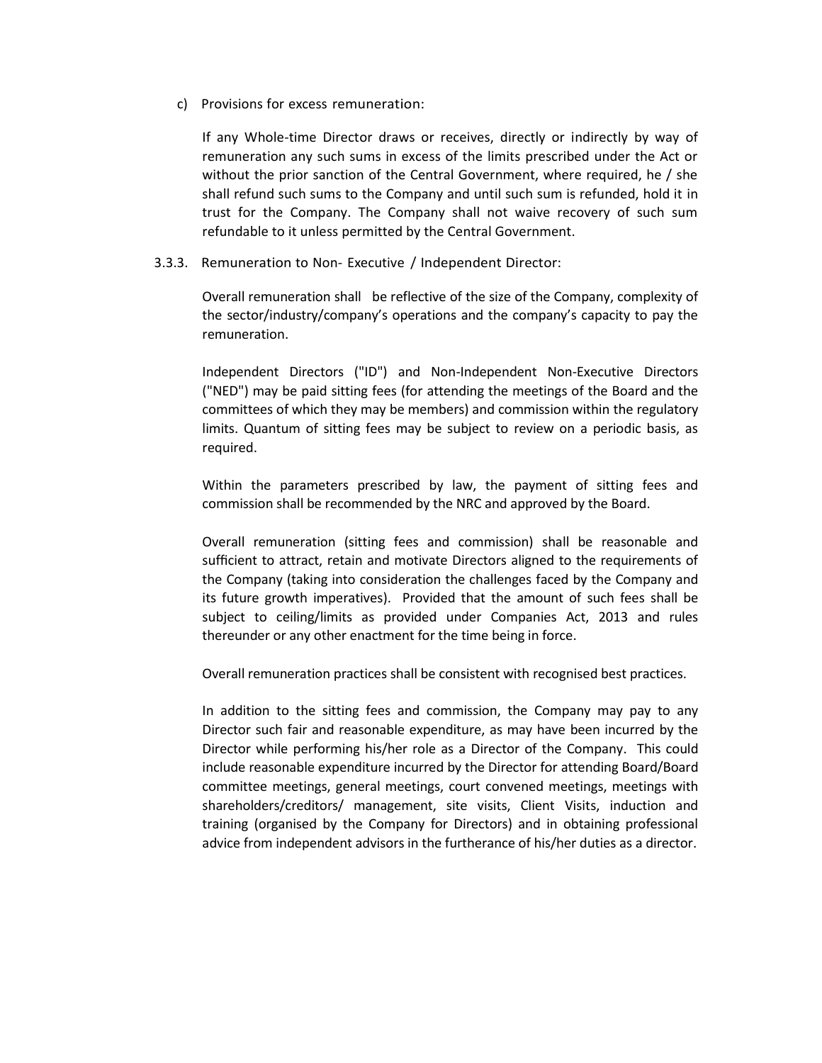c) Provisions for excess remuneration:

If any Whole-time Director draws or receives, directly or indirectly by way of remuneration any such sums in excess of the limits prescribed under the Act or without the prior sanction of the Central Government, where required, he / she shall refund such sums to the Company and until such sum is refunded, hold it in trust for the Company. The Company shall not waive recovery of such sum refundable to it unless permitted by the Central Government.

3.3.3. Remuneration to Non- Executive / Independent Director:

Overall remuneration shall be reflective of the size of the Company, complexity of the sector/industry/company's operations and the company's capacity to pay the remuneration.

Independent Directors ("ID") and Non-Independent Non-Executive Directors ("NED") may be paid sitting fees (for attending the meetings of the Board and the committees of which they may be members) and commission within the regulatory limits. Quantum of sitting fees may be subject to review on a periodic basis, as required.

Within the parameters prescribed by law, the payment of sitting fees and commission shall be recommended by the NRC and approved by the Board.

Overall remuneration (sitting fees and commission) shall be reasonable and sufficient to attract, retain and motivate Directors aligned to the requirements of the Company (taking into consideration the challenges faced by the Company and its future growth imperatives). Provided that the amount of such fees shall be subject to ceiling/limits as provided under Companies Act, 2013 and rules thereunder or any other enactment for the time being in force.

Overall remuneration practices shall be consistent with recognised best practices.

In addition to the sitting fees and commission, the Company may pay to any Director such fair and reasonable expenditure, as may have been incurred by the Director while performing his/her role as a Director of the Company. This could include reasonable expenditure incurred by the Director for attending Board/Board committee meetings, general meetings, court convened meetings, meetings with shareholders/creditors/ management, site visits, Client Visits, induction and training (organised by the Company for Directors) and in obtaining professional advice from independent advisors in the furtherance of his/her duties as a director.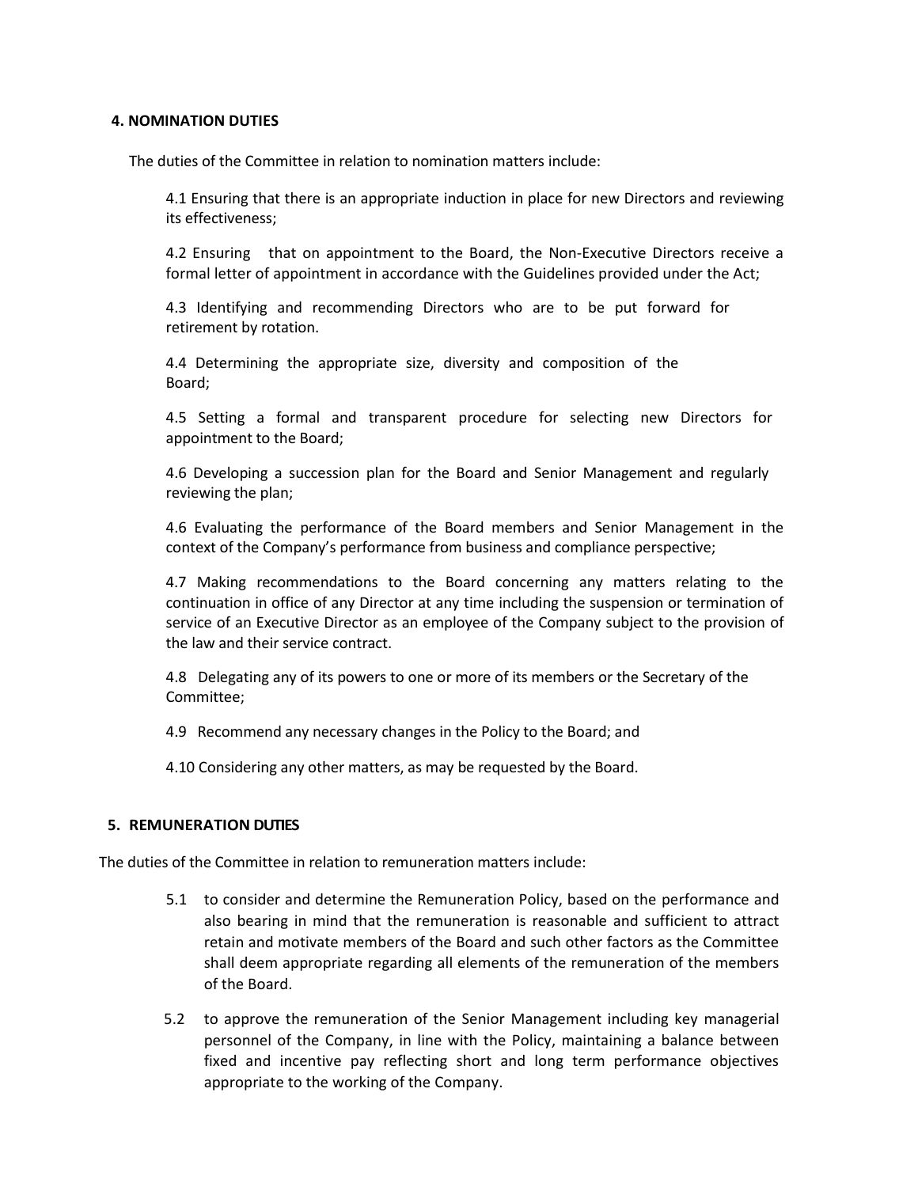## 4. NOMINATION DUTIES

The duties of the Committee in relation to nomination matters include:

4.1 Ensuring that there is an appropriate induction in place for new Directors and reviewing its effectiveness;

4.2 Ensuring that on appointment to the Board, the Non-Executive Directors receive a formal letter of appointment in accordance with the Guidelines provided under the Act;

4.3 Identifying and recommending Directors who are to be put forward for retirement by rotation.

4.4 Determining the appropriate size, diversity and composition of the Board;

4.5 Setting a formal and transparent procedure for selecting new Directors for appointment to the Board;

4.6 Developing a succession plan for the Board and Senior Management and regularly reviewing the plan;

4.6 Evaluating the performance of the Board members and Senior Management in the context of the Company's performance from business and compliance perspective;

4.7 Making recommendations to the Board concerning any matters relating to the continuation in office of any Director at any time including the suspension or termination of service of an Executive Director as an employee of the Company subject to the provision of the law and their service contract.

4.8 Delegating any of its powers to one or more of its members or the Secretary of the Committee;

4.9 Recommend any necessary changes in the Policy to the Board; and

4.10 Considering any other matters, as may be requested by the Board.

## 5. REMUNERATION DUTIES

The duties of the Committee in relation to remuneration matters include:

5.1 to consider and determine the Remuneration Policy, based on the performance and also bearing in mind that the remuneration is reasonable and sufficient to attract retain and motivate members of the Board and such other factors as the Committee shall deem appropriate regarding all elements of the remuneration of the members of the Board.

5.2 to approve the remuneration of the Senior Management including key managerial personnel of the Company, in line with the Policy, maintaining a balance between fixed and incentive pay reflecting short and long term performance objectives appropriate to the working of the Company.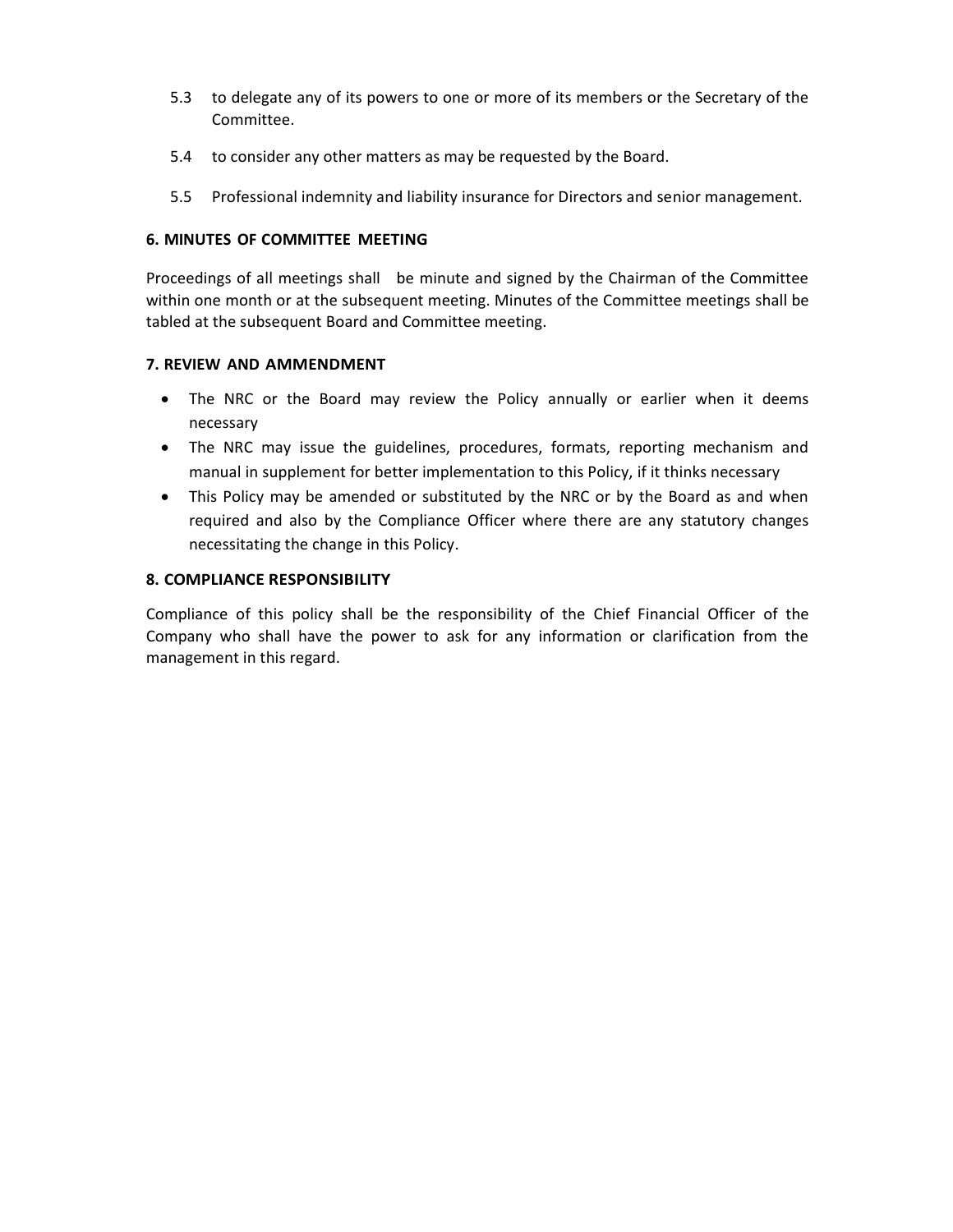5.3 to delegate any of its powers to one or more of its members or the Secretary of the Committee.

5.4 to consider any other matters as may be requested by the Board.

5.5 Professional indemnity and liability insurance for Directors and senior management.

**6. MINUTES OF COMMITTEE MEETING**

Proceedings of all meetings shall be minute and signed by the Chairman of the Committee within one month or at the subsequent meeting. Minutes of the Committee meetings shall be tabled at the subsequent Board and Committee meeting.

**7. REVIEW AND AMMENDMENT**

- The NRC or the Board may review the Policy annually or earlier when it deems necessary
- The NRC may issue the guidelines, procedures, formats, reporting mechanism and manual in supplement for better implementation to this Policy, if it thinks necessary
- This Policy may be amended or substituted by the NRC or by the Board as and when required and also by the Compliance Officer where there are any statutory changes necessitating the change in this Policy.

**8. COMPLIANCE RESPONSIBILITY**

Compliance of this policy shall be the responsibility of the Chief Financial Officer of the Company who shall have the power to ask for any information or clarification from the management in this regard.